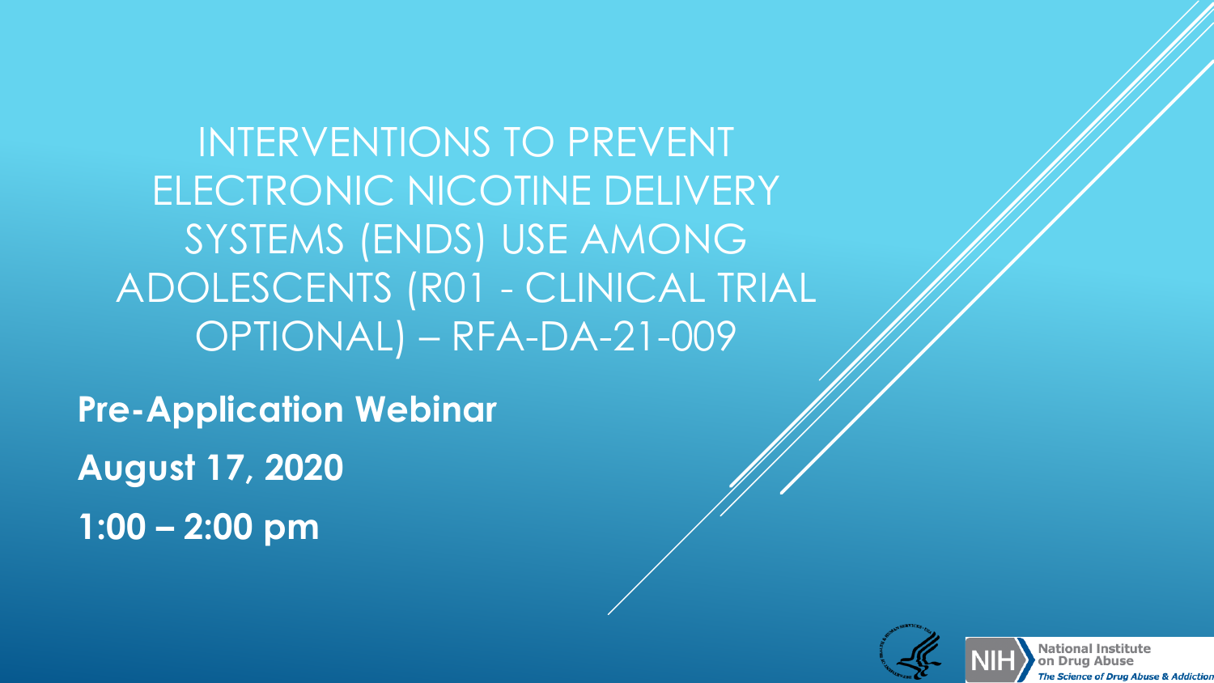# INTERVENTIONS TO PREVENT ELECTRONIC NICOTINE DELIVERY SYSTEMS (ENDS) USE AMONG ADOLESCENTS (R01 - CLINICAL TRIAL OPTIONAL) – RFA-DA-21-009

**Pre-Application Webinar**

**August 17, 2020**

**1:00 – 2:00 pm**

National Institute on Drug Abuse

*The Science of Drug Abuse & Addiction*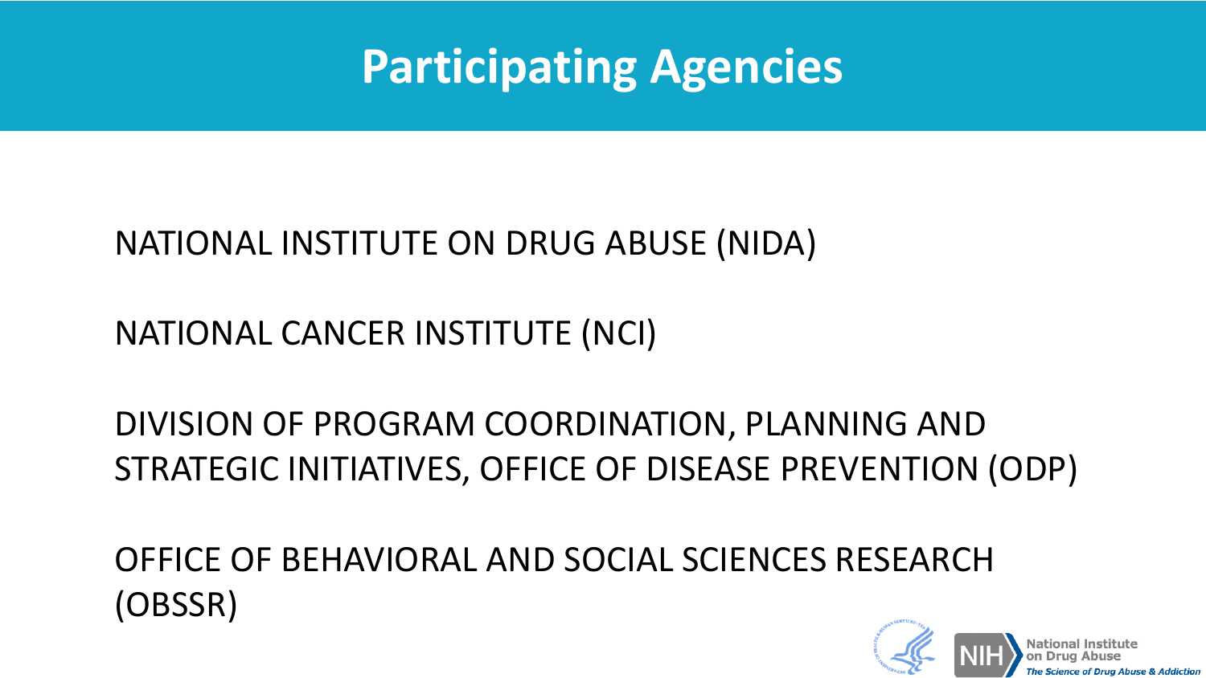# Participating Agencies

NATIONAL INSTITUTE ON DRUG ABUSE (NIDA)

NATIONAL CANCER INSTITUTE (NCI)

DIVISION OF PROGRAM COORDINATION, PLANNING AND STRATEGIC INITIATIVES, OFFICE OF DISEASE PREVENTION (ODP)

OFFICE OF BEHAVIORAL AND SOCIAL SCIENCES RESEARCH (OBSSR)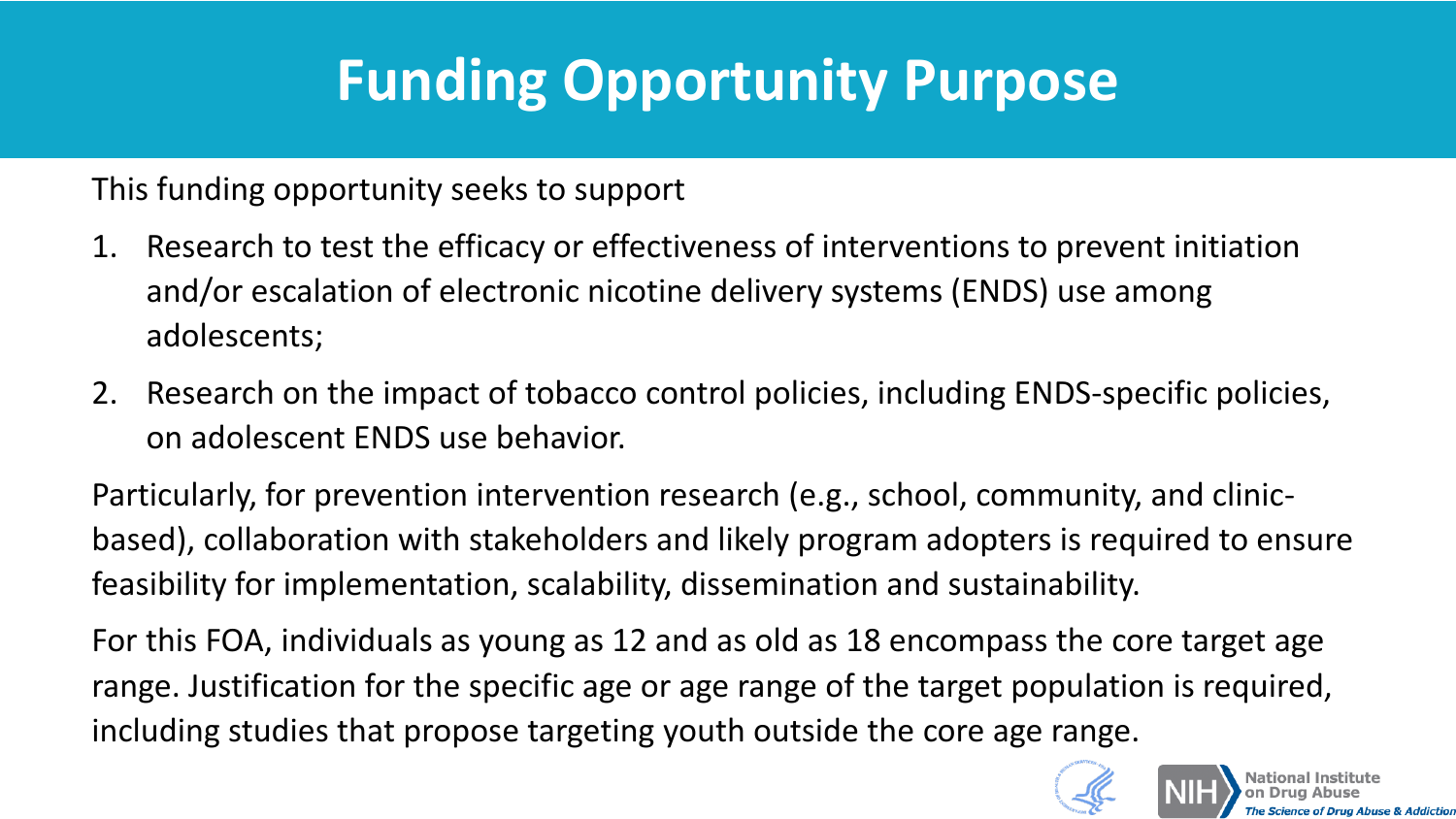# Funding Opportunity Purpose

This funding opportunity seeks to support

1. Research to test the efficacy or effectiveness of interventions to prevent initiation and/or escalation of electronic nicotine delivery systems (ENDS) use among adolescents;
2. Research on the impact of tobacco control policies, including ENDS-specific policies, on adolescent ENDS use behavior.

Particularly, for prevention intervention research (e.g., school, community, and clinic-based), collaboration with stakeholders and likely program adopters is required to ensure feasibility for implementation, scalability, dissemination and sustainability.

For this FOA, individuals as young as 12 and as old as 18 encompass the core target age range. Justification for the specific age or age range of the target population is required, including studies that propose targeting youth outside the core age range.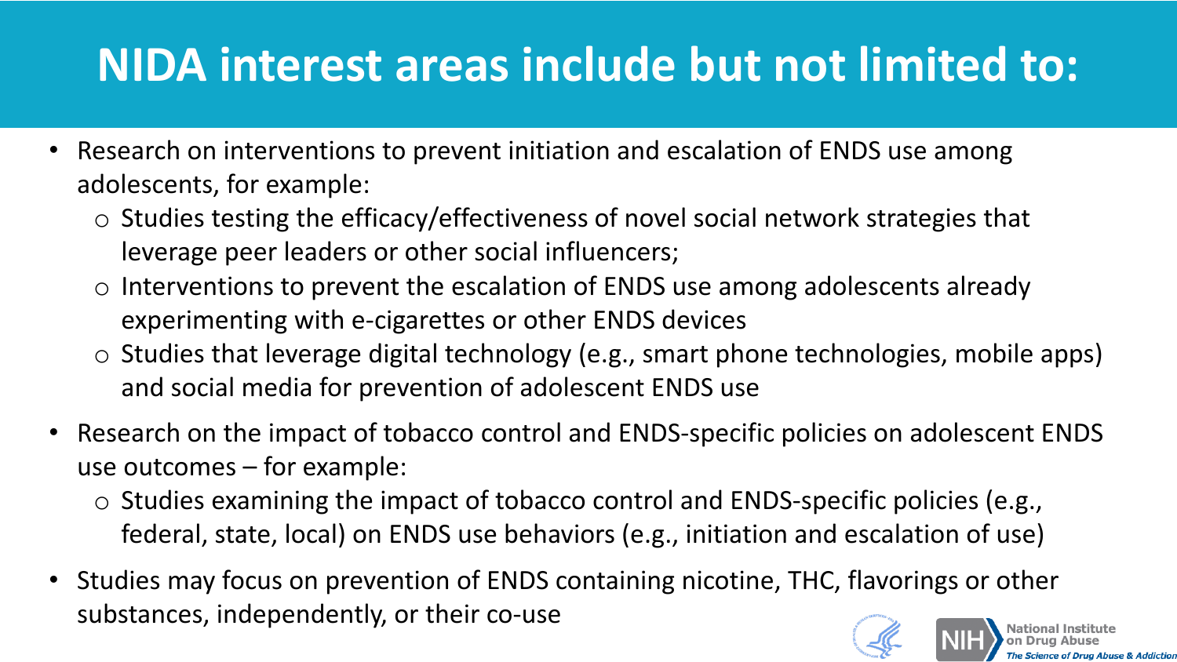# NIDA interest areas include but not limited to:

- Research on interventions to prevent initiation and escalation of ENDS use among adolescents, for example:
  - Studies testing the efficacy/effectiveness of novel social network strategies that leverage peer leaders or other social influencers;
  - Interventions to prevent the escalation of ENDS use among adolescents already experimenting with e-cigarettes or other ENDS devices
  - Studies that leverage digital technology (e.g., smart phone technologies, mobile apps) and social media for prevention of adolescent ENDS use
- Research on the impact of tobacco control and ENDS-specific policies on adolescent ENDS use outcomes – for example:
  - Studies examining the impact of tobacco control and ENDS-specific policies (e.g., federal, state, local) on ENDS use behaviors (e.g., initiation and escalation of use)
- Studies may focus on prevention of ENDS containing nicotine, THC, flavorings or other substances, independently, or their co-use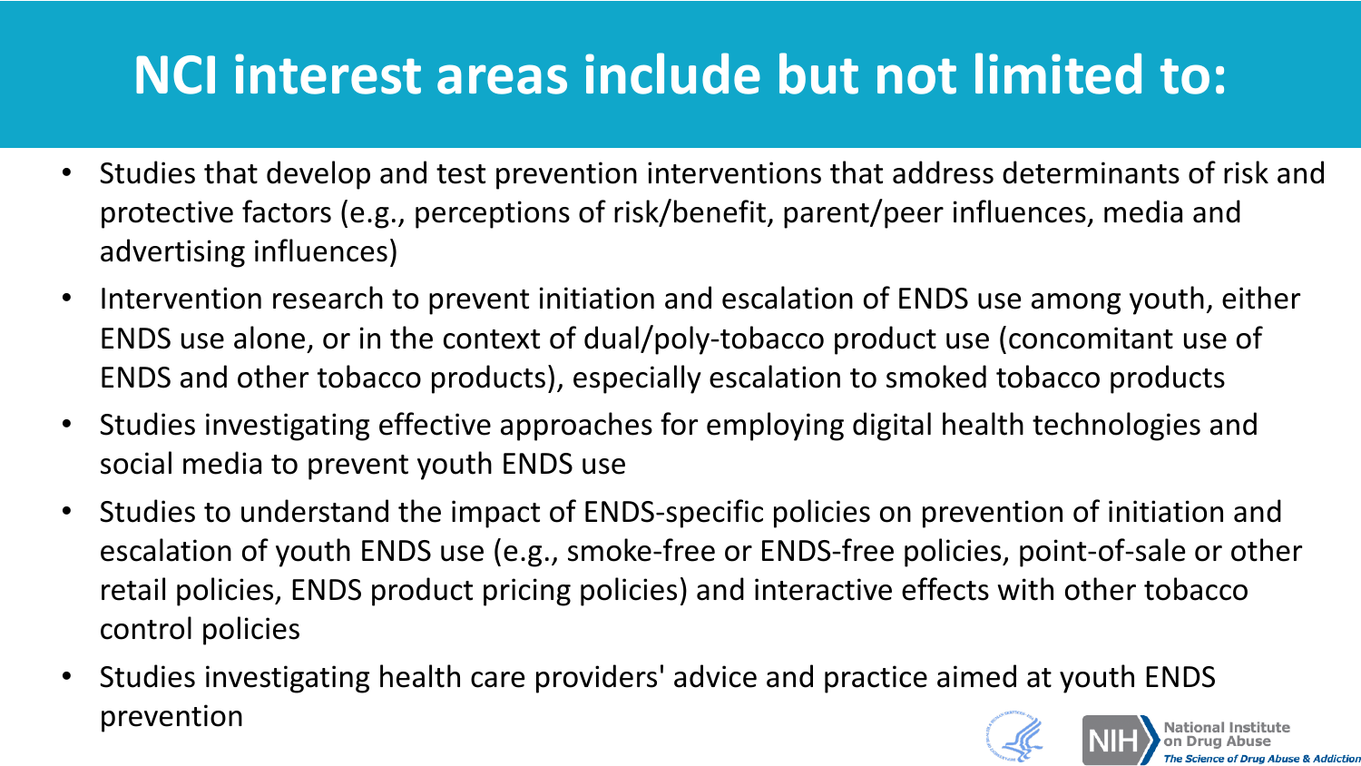# NCI interest areas include but not limited to:

- Studies that develop and test prevention interventions that address determinants of risk and protective factors (e.g., perceptions of risk/benefit, parent/peer influences, media and advertising influences)
- Intervention research to prevent initiation and escalation of ENDS use among youth, either ENDS use alone, or in the context of dual/poly-tobacco product use (concomitant use of ENDS and other tobacco products), especially escalation to smoked tobacco products
- Studies investigating effective approaches for employing digital health technologies and social media to prevent youth ENDS use
- Studies to understand the impact of ENDS-specific policies on prevention of initiation and escalation of youth ENDS use (e.g., smoke-free or ENDS-free policies, point-of-sale or other retail policies, ENDS product pricing policies) and interactive effects with other tobacco control policies
- Studies investigating health care providers' advice and practice aimed at youth ENDS prevention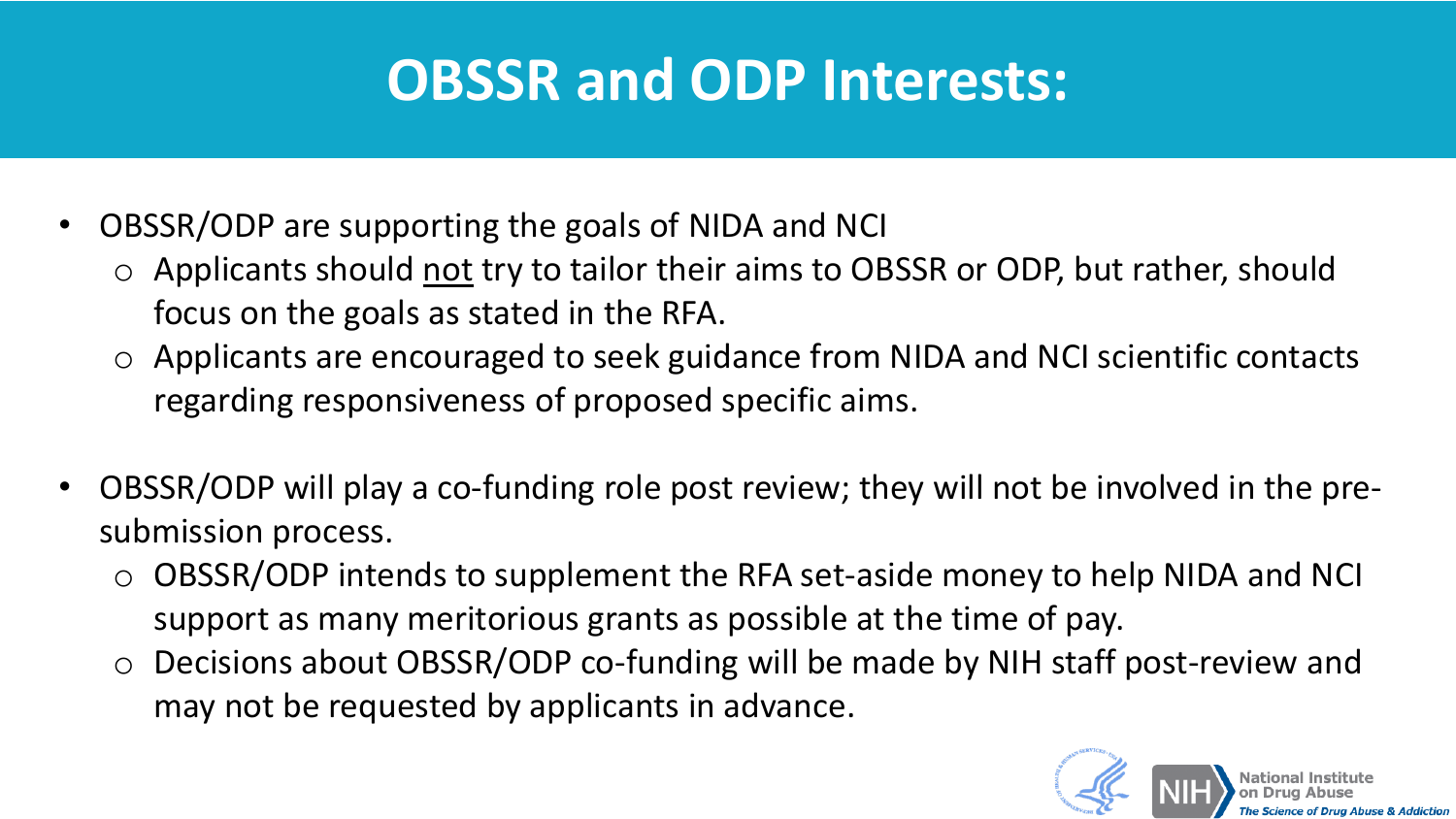# OBSSR and ODP Interests:

- OBSSR/ODP are supporting the goals of NIDA and NCI
  - Applicants should <u>not</u> try to tailor their aims to OBSSR or ODP, but rather, should focus on the goals as stated in the RFA.
  - Applicants are encouraged to seek guidance from NIDA and NCI scientific contacts regarding responsiveness of proposed specific aims.

- OBSSR/ODP will play a co-funding role post review; they will not be involved in the pre-submission process.
  - OBSSR/ODP intends to supplement the RFA set-aside money to help NIDA and NCI support as many meritorious grants as possible at the time of pay.
  - Decisions about OBSSR/ODP co-funding will be made by NIH staff post-review and may not be requested by applicants in advance.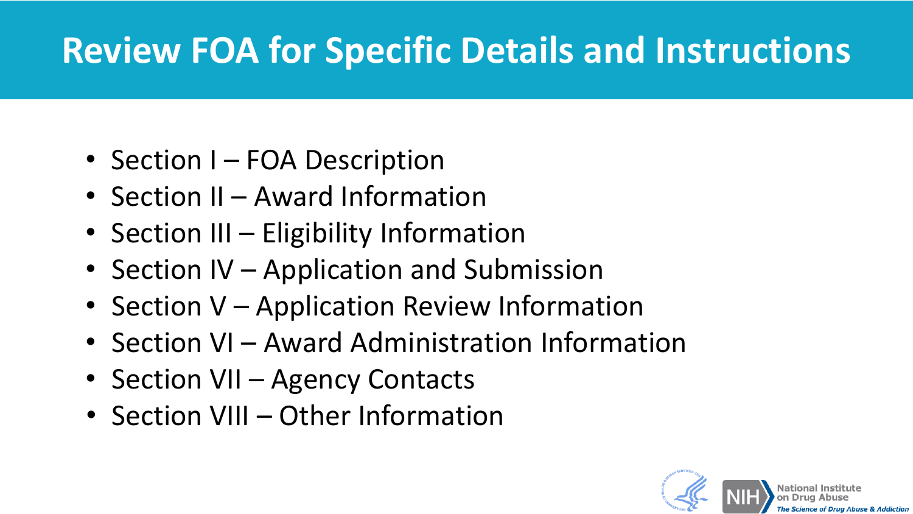# Review FOA for Specific Details and Instructions

- Section I – FOA Description
- Section II – Award Information
- Section III – Eligibility Information
- Section IV – Application and Submission
- Section V – Application Review Information
- Section VI – Award Administration Information
- Section VII – Agency Contacts
- Section VIII – Other Information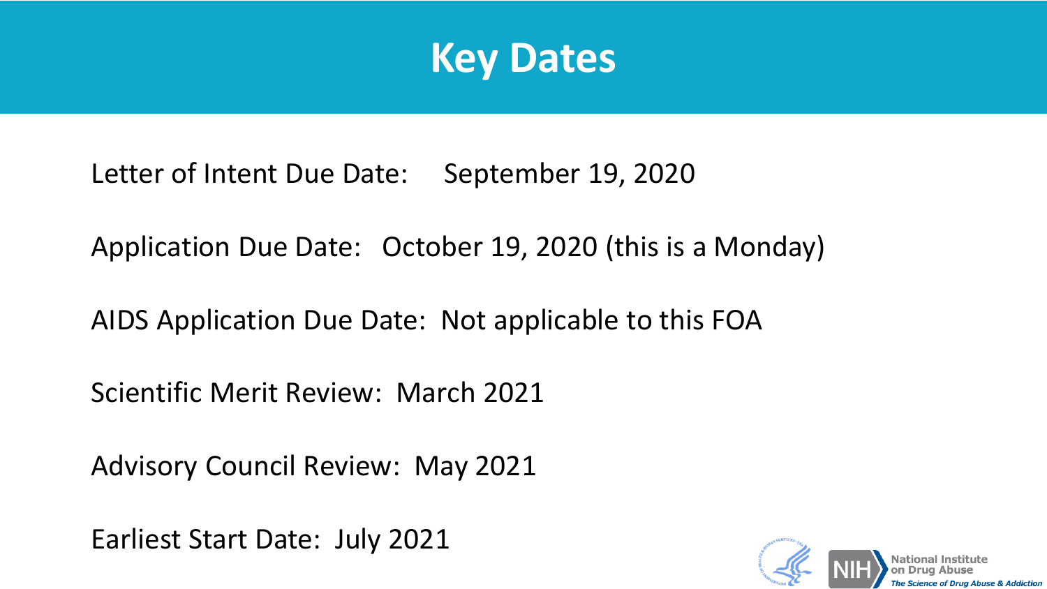# Key Dates

Letter of Intent Due Date: September 19, 2020

Application Due Date: October 19, 2020 (this is a Monday)

AIDS Application Due Date: Not applicable to this FOA

Scientific Merit Review: March 2021

Advisory Council Review: May 2021

Earliest Start Date: July 2021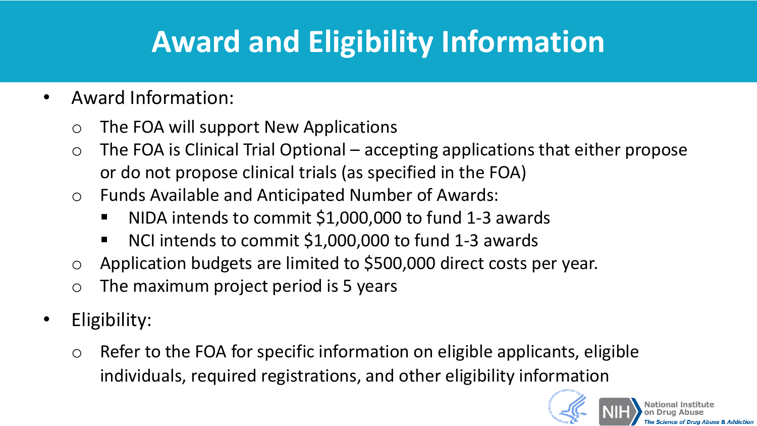# Award and Eligibility Information

- Award Information:
  - The FOA will support New Applications
  - The FOA is Clinical Trial Optional – accepting applications that either propose or do not propose clinical trials (as specified in the FOA)
  - Funds Available and Anticipated Number of Awards:
    - NIDA intends to commit $1,000,000 to fund 1-3 awards
    - NCI intends to commit $1,000,000 to fund 1-3 awards
  - Application budgets are limited to $500,000 direct costs per year.
  - The maximum project period is 5 years
- Eligibility:
  - Refer to the FOA for specific information on eligible applicants, eligible individuals, required registrations, and other eligibility information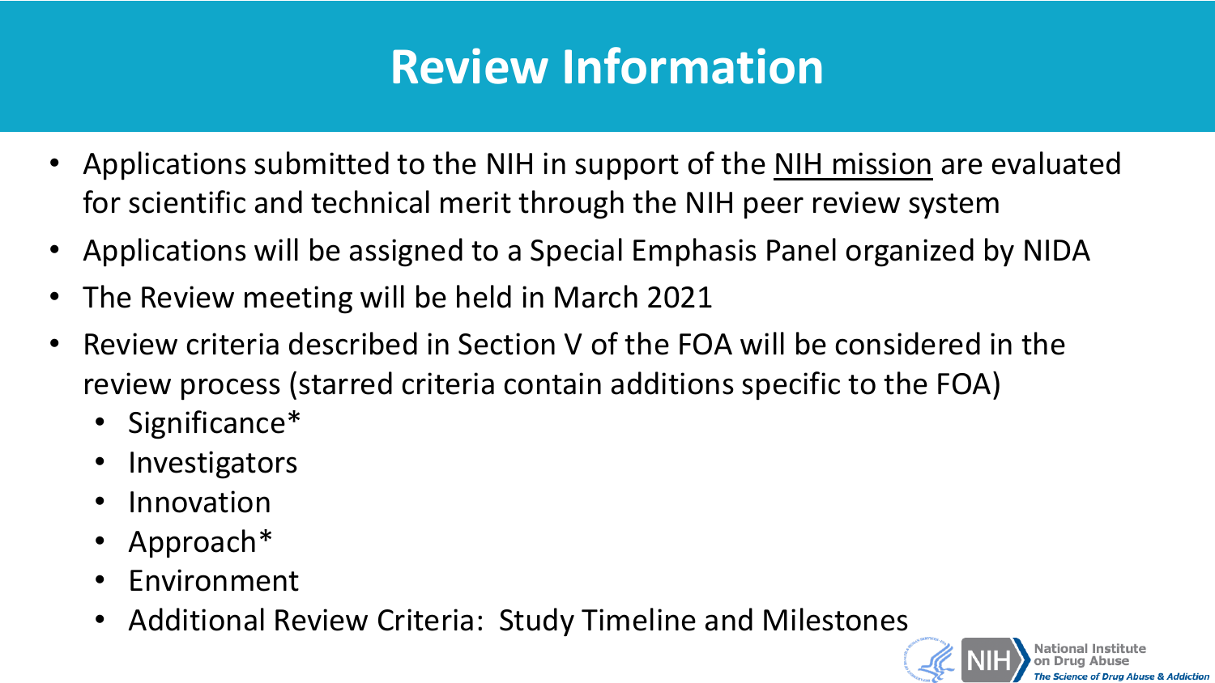# Review Information

- Applications submitted to the NIH in support of the NIH mission are evaluated for scientific and technical merit through the NIH peer review system
- Applications will be assigned to a Special Emphasis Panel organized by NIDA
- The Review meeting will be held in March 2021
- Review criteria described in Section V of the FOA will be considered in the review process (starred criteria contain additions specific to the FOA)
  - Significance*
  - Investigators
  - Innovation
  - Approach*
  - Environment
  - Additional Review Criteria: Study Timeline and Milestones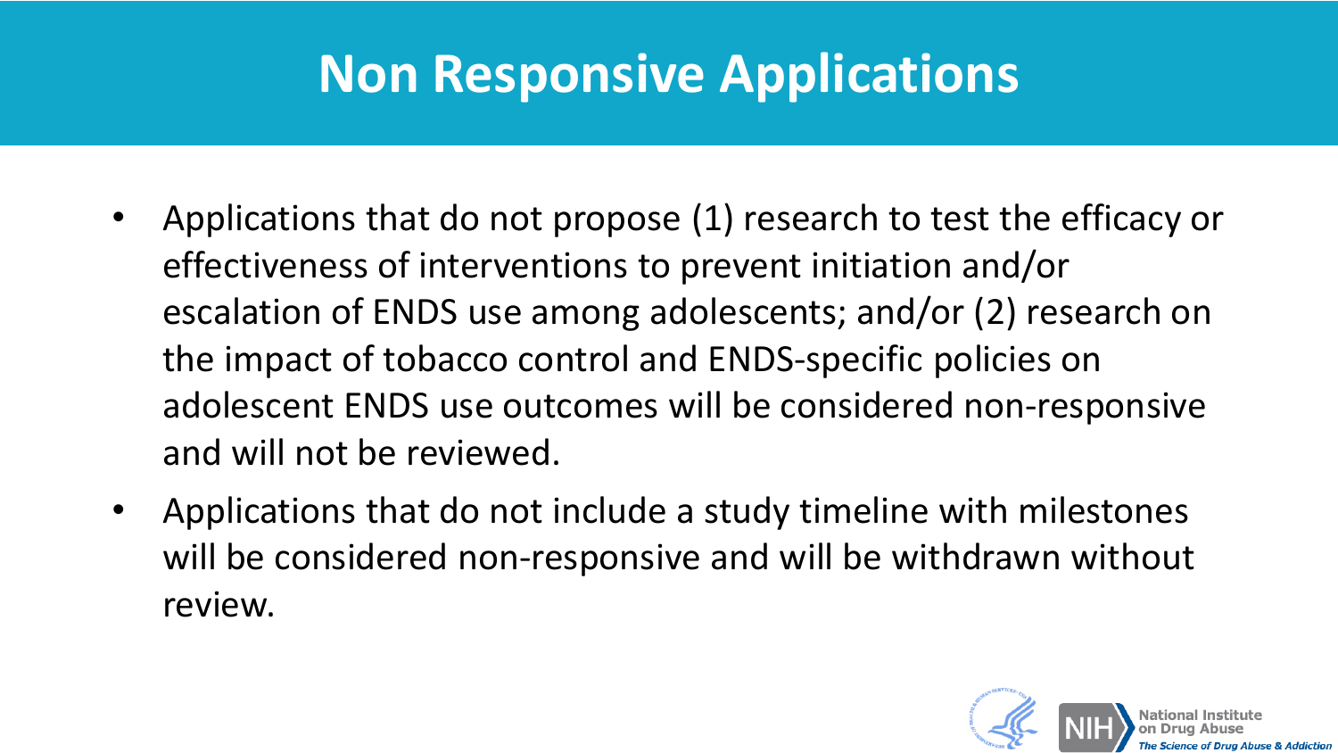# Non Responsive Applications

- Applications that do not propose (1) research to test the efficacy or effectiveness of interventions to prevent initiation and/or escalation of ENDS use among adolescents; and/or (2) research on the impact of tobacco control and ENDS-specific policies on adolescent ENDS use outcomes will be considered non-responsive and will not be reviewed.
- Applications that do not include a study timeline with milestones will be considered non-responsive and will be withdrawn without review.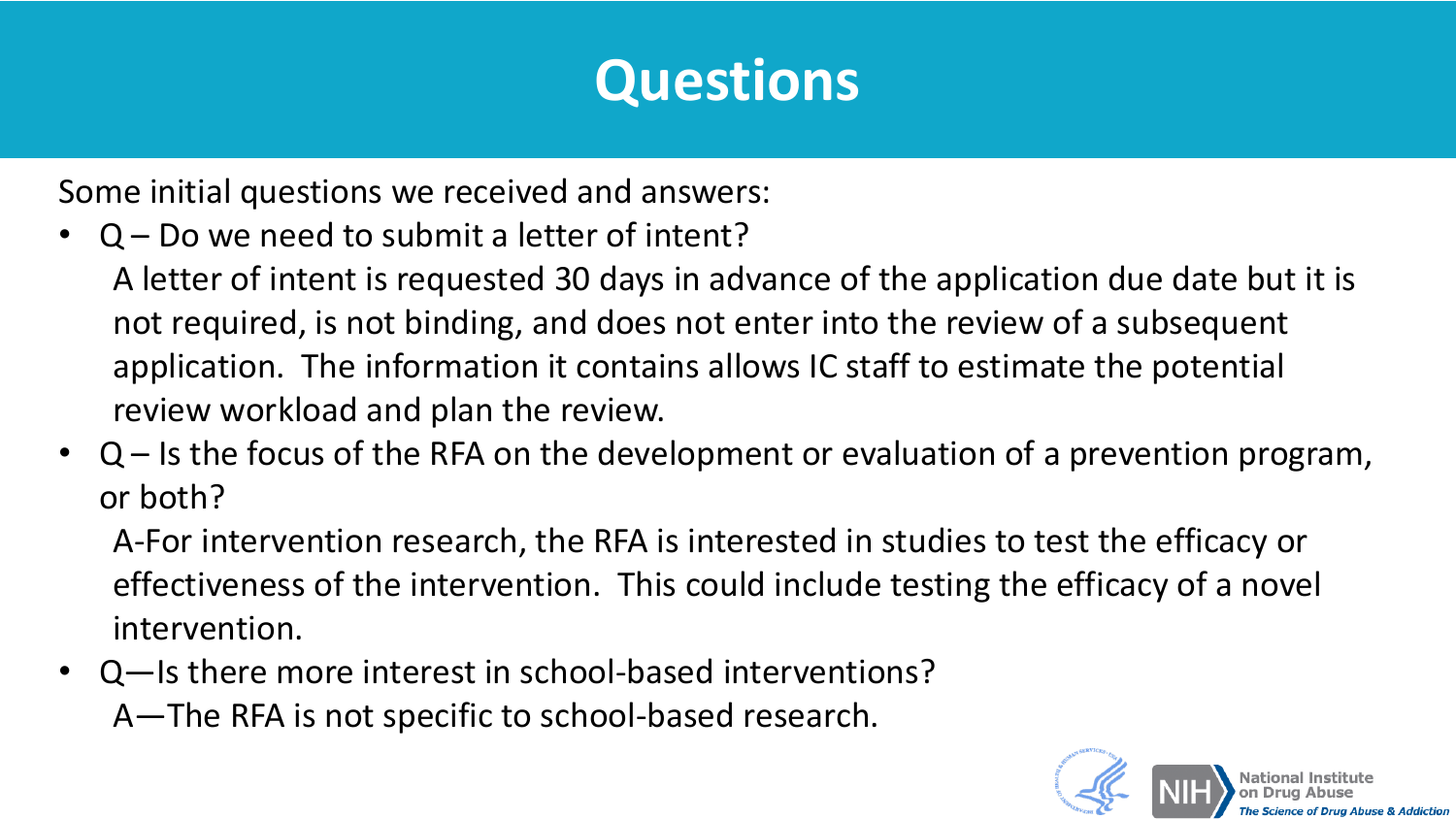# Questions

Some initial questions we received and answers:

- Q – Do we need to submit a letter of intent?

  A letter of intent is requested 30 days in advance of the application due date but it is not required, is not binding, and does not enter into the review of a subsequent application. The information it contains allows IC staff to estimate the potential review workload and plan the review.

- Q – Is the focus of the RFA on the development or evaluation of a prevention program, or both?

  A-For intervention research, the RFA is interested in studies to test the efficacy or effectiveness of the intervention. This could include testing the efficacy of a novel intervention.

- Q—Is there more interest in school-based interventions?

  A—The RFA is not specific to school-based research.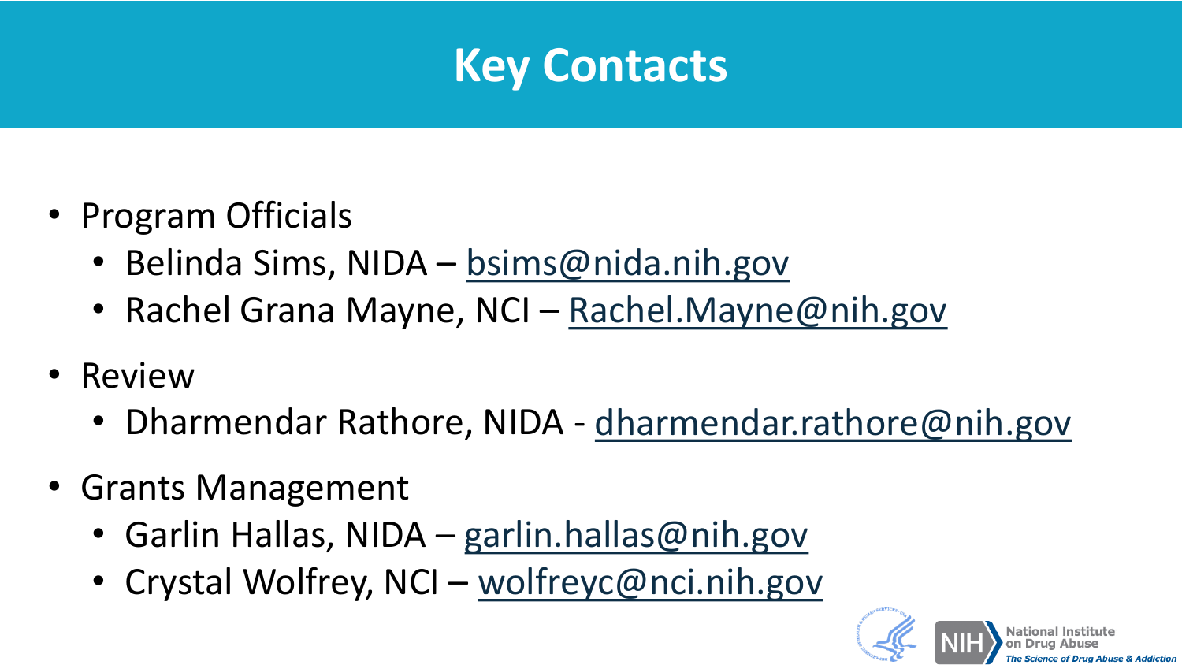# Key Contacts

- Program Officials
  - Belinda Sims, NIDA – bsims@nida.nih.gov
  - Rachel Grana Mayne, NCI – Rachel.Mayne@nih.gov
- Review
  - Dharmendar Rathore, NIDA - dharmendar.rathore@nih.gov
- Grants Management
  - Garlin Hallas, NIDA – garlin.hallas@nih.gov
  - Crystal Wolfrey, NCI – wolfreyc@nci.nih.gov